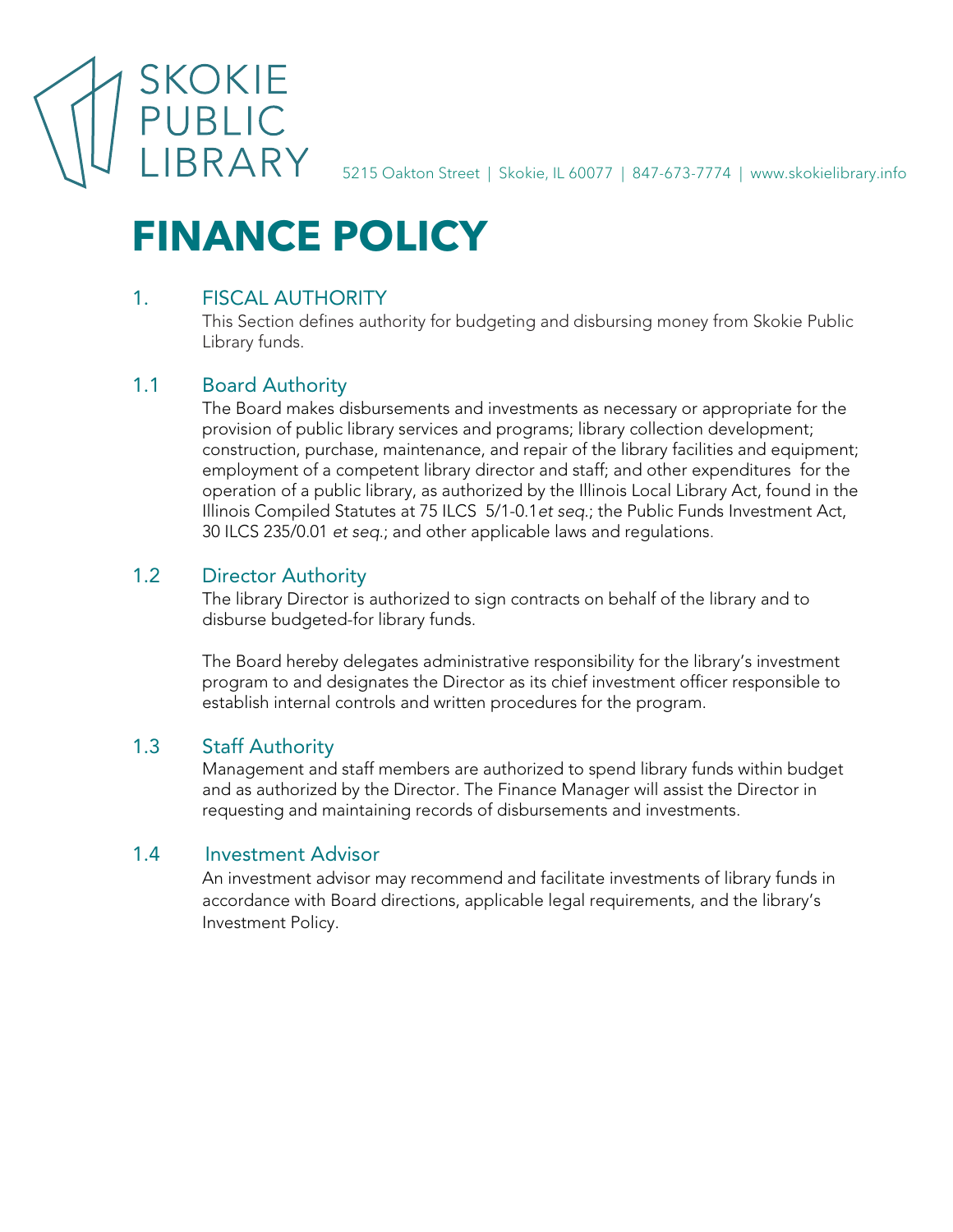SKOKIE PUBLIC LIBRARY

5215 Oakton Street | Skokie, IL 60077 | 847-673-7774 | www.skokielibrary.info

# FINANCE POLICY

## 1. FISCAL AUTHORITY

This Section defines authority for budgeting and disbursing money from Skokie Public Library funds.

### 1.1 Board Authority

The Board makes disbursements and investments as necessary or appropriate for the provision of public library services and programs; library collection development; construction, purchase, maintenance, and repair of the library facilities and equipment; employment of a competent library director and staff; and other expenditures for the operation of a public library, as authorized by the Illinois Local Library Act, found in the Illinois Compiled Statutes at 75 ILCS 5/1-0.1*et seq.*; the Public Funds Investment Act, 30 ILCS 235/0.01 *et seq.*; and other applicable laws and regulations.

### 1.2 Director Authority

The library Director is authorized to sign contracts on behalf of the library and to disburse budgeted-for library funds.

The Board hereby delegates administrative responsibility for the library's investment program to and designates the Director as its chief investment officer responsible to establish internal controls and written procedures for the program.

### 1.3 Staff Authority

Management and staff members are authorized to spend library funds within budget and as authorized by the Director. The Finance Manager will assist the Director in requesting and maintaining records of disbursements and investments.

### 1.4 Investment Advisor

An investment advisor may recommend and facilitate investments of library funds in accordance with Board directions, applicable legal requirements, and the library's Investment Policy.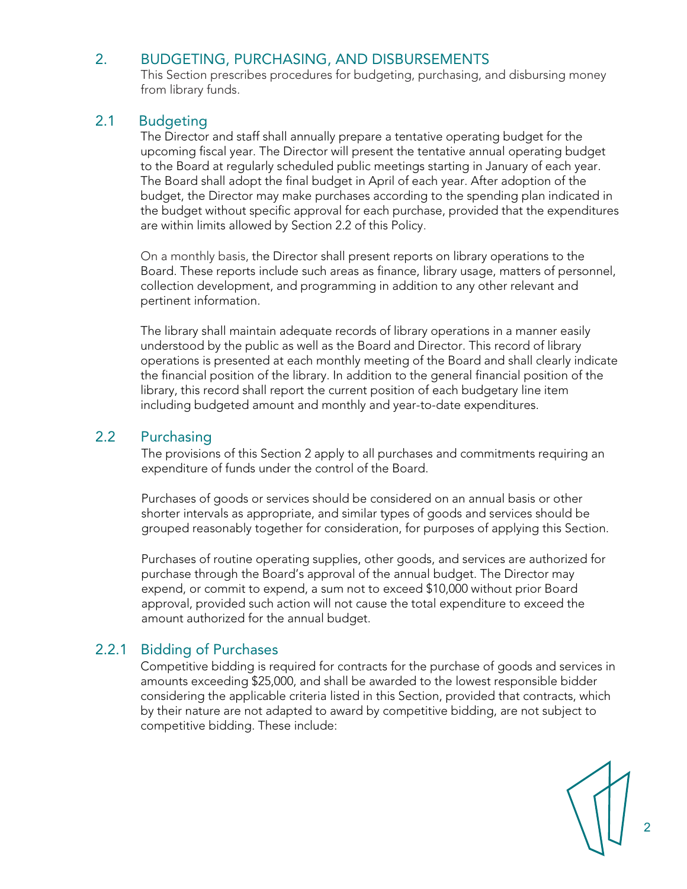## 2. BUDGETING, PURCHASING, AND DISBURSEMENTS

This Section prescribes procedures for budgeting, purchasing, and disbursing money from library funds.

### 2.1 Budgeting

The Director and staff shall annually prepare a tentative operating budget for the upcoming fiscal year. The Director will present the tentative annual operating budget to the Board at regularly scheduled public meetings starting in January of each year. The Board shall adopt the final budget in April of each year. After adoption of the budget, the Director may make purchases according to the spending plan indicated in the budget without specific approval for each purchase, provided that the expenditures are within limits allowed by Section 2.2 of this Policy.

On a monthly basis, the Director shall present reports on library operations to the Board. These reports include such areas as finance, library usage, matters of personnel, collection development, and programming in addition to any other relevant and pertinent information.

The library shall maintain adequate records of library operations in a manner easily understood by the public as well as the Board and Director. This record of library operations is presented at each monthly meeting of the Board and shall clearly indicate the financial position of the library. In addition to the general financial position of the library, this record shall report the current position of each budgetary line item including budgeted amount and monthly and year-to-date expenditures.

### 2.2 Purchasing

The provisions of this Section 2 apply to all purchases and commitments requiring an expenditure of funds under the control of the Board.

Purchases of goods or services should be considered on an annual basis or other shorter intervals as appropriate, and similar types of goods and services should be grouped reasonably together for consideration, for purposes of applying this Section.

Purchases of routine operating supplies, other goods, and services are authorized for purchase through the Board's approval of the annual budget. The Director may expend, or commit to expend, a sum not to exceed $10,000 without prior Board approval, provided such action will not cause the total expenditure to exceed the amount authorized for the annual budget.

#### 2.2.1 Bidding of Purchases

Competitive bidding is required for contracts for the purchase of goods and services in amounts exceeding $25,000, and shall be awarded to the lowest responsible bidder considering the applicable criteria listed in this Section, provided that contracts, which by their nature are not adapted to award by competitive bidding, are not subject to competitive bidding. These include: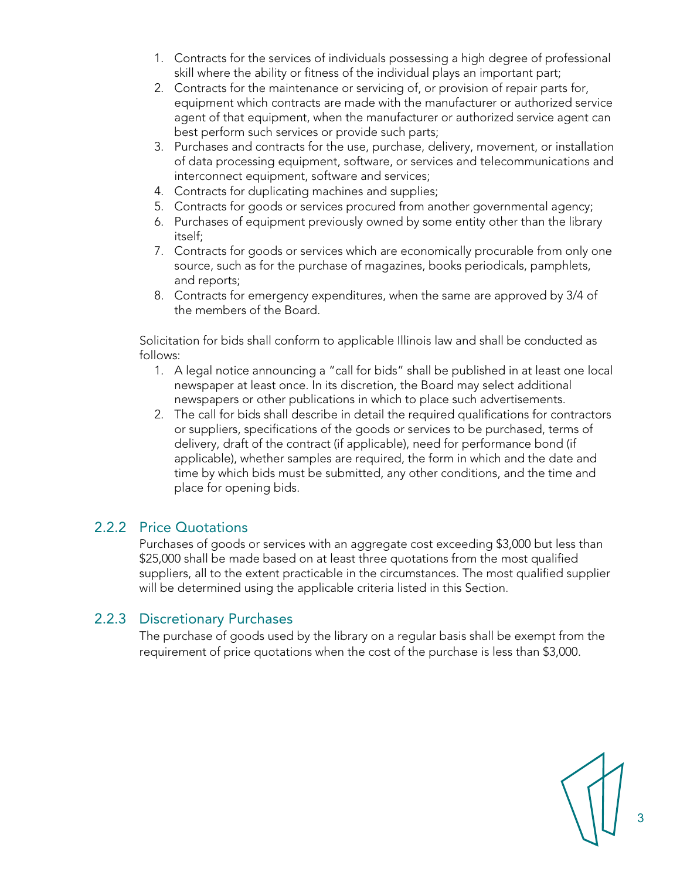1. Contracts for the services of individuals possessing a high degree of professional skill where the ability or fitness of the individual plays an important part;
2. Contracts for the maintenance or servicing of, or provision of repair parts for, equipment which contracts are made with the manufacturer or authorized service agent of that equipment, when the manufacturer or authorized service agent can best perform such services or provide such parts;
3. Purchases and contracts for the use, purchase, delivery, movement, or installation of data processing equipment, software, or services and telecommunications and interconnect equipment, software and services;
4. Contracts for duplicating machines and supplies;
5. Contracts for goods or services procured from another governmental agency;
6. Purchases of equipment previously owned by some entity other than the library itself;
7. Contracts for goods or services which are economically procurable from only one source, such as for the purchase of magazines, books periodicals, pamphlets, and reports;
8. Contracts for emergency expenditures, when the same are approved by 3/4 of the members of the Board.

Solicitation for bids shall conform to applicable Illinois law and shall be conducted as follows:

1. A legal notice announcing a "call for bids" shall be published in at least one local newspaper at least once. In its discretion, the Board may select additional newspapers or other publications in which to place such advertisements.
2. The call for bids shall describe in detail the required qualifications for contractors or suppliers, specifications of the goods or services to be purchased, terms of delivery, draft of the contract (if applicable), need for performance bond (if applicable), whether samples are required, the form in which and the date and time by which bids must be submitted, any other conditions, and the time and place for opening bids.

### 2.2.2 Price Quotations

Purchases of goods or services with an aggregate cost exceeding $3,000 but less than $25,000 shall be made based on at least three quotations from the most qualified suppliers, all to the extent practicable in the circumstances. The most qualified supplier will be determined using the applicable criteria listed in this Section.

### 2.2.3 Discretionary Purchases

The purchase of goods used by the library on a regular basis shall be exempt from the requirement of price quotations when the cost of the purchase is less than $3,000.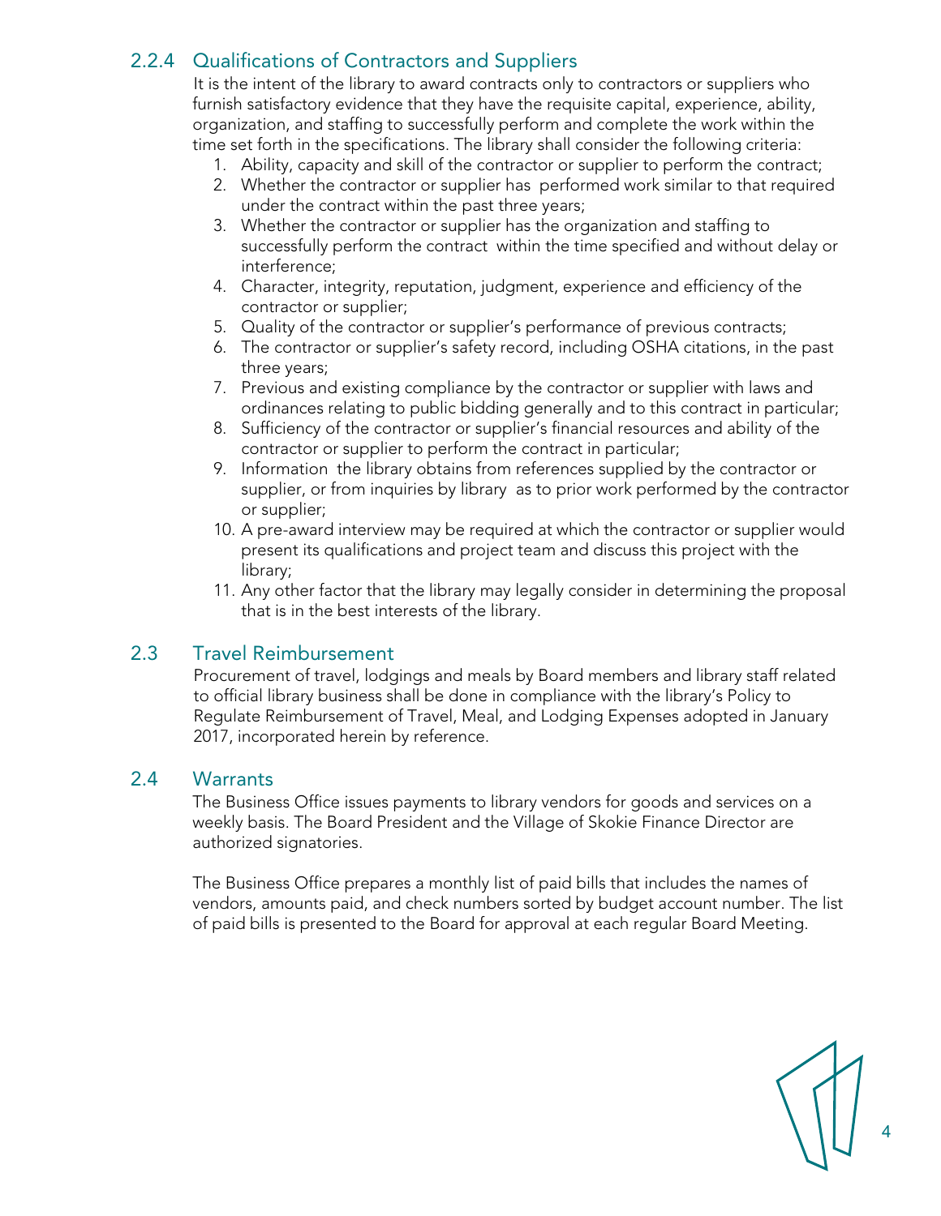### 2.2.4 Qualifications of Contractors and Suppliers

It is the intent of the library to award contracts only to contractors or suppliers who furnish satisfactory evidence that they have the requisite capital, experience, ability, organization, and staffing to successfully perform and complete the work within the time set forth in the specifications. The library shall consider the following criteria:

1. Ability, capacity and skill of the contractor or supplier to perform the contract;
2. Whether the contractor or supplier has performed work similar to that required under the contract within the past three years;
3. Whether the contractor or supplier has the organization and staffing to successfully perform the contract within the time specified and without delay or interference;
4. Character, integrity, reputation, judgment, experience and efficiency of the contractor or supplier;
5. Quality of the contractor or supplier's performance of previous contracts;
6. The contractor or supplier's safety record, including OSHA citations, in the past three years;
7. Previous and existing compliance by the contractor or supplier with laws and ordinances relating to public bidding generally and to this contract in particular;
8. Sufficiency of the contractor or supplier's financial resources and ability of the contractor or supplier to perform the contract in particular;
9. Information the library obtains from references supplied by the contractor or supplier, or from inquiries by library as to prior work performed by the contractor or supplier;
10. A pre-award interview may be required at which the contractor or supplier would present its qualifications and project team and discuss this project with the library;
11. Any other factor that the library may legally consider in determining the proposal that is in the best interests of the library.

## 2.3 Travel Reimbursement

Procurement of travel, lodgings and meals by Board members and library staff related to official library business shall be done in compliance with the library's Policy to Regulate Reimbursement of Travel, Meal, and Lodging Expenses adopted in January 2017, incorporated herein by reference.

## 2.4 Warrants

The Business Office issues payments to library vendors for goods and services on a weekly basis. The Board President and the Village of Skokie Finance Director are authorized signatories.

The Business Office prepares a monthly list of paid bills that includes the names of vendors, amounts paid, and check numbers sorted by budget account number. The list of paid bills is presented to the Board for approval at each regular Board Meeting.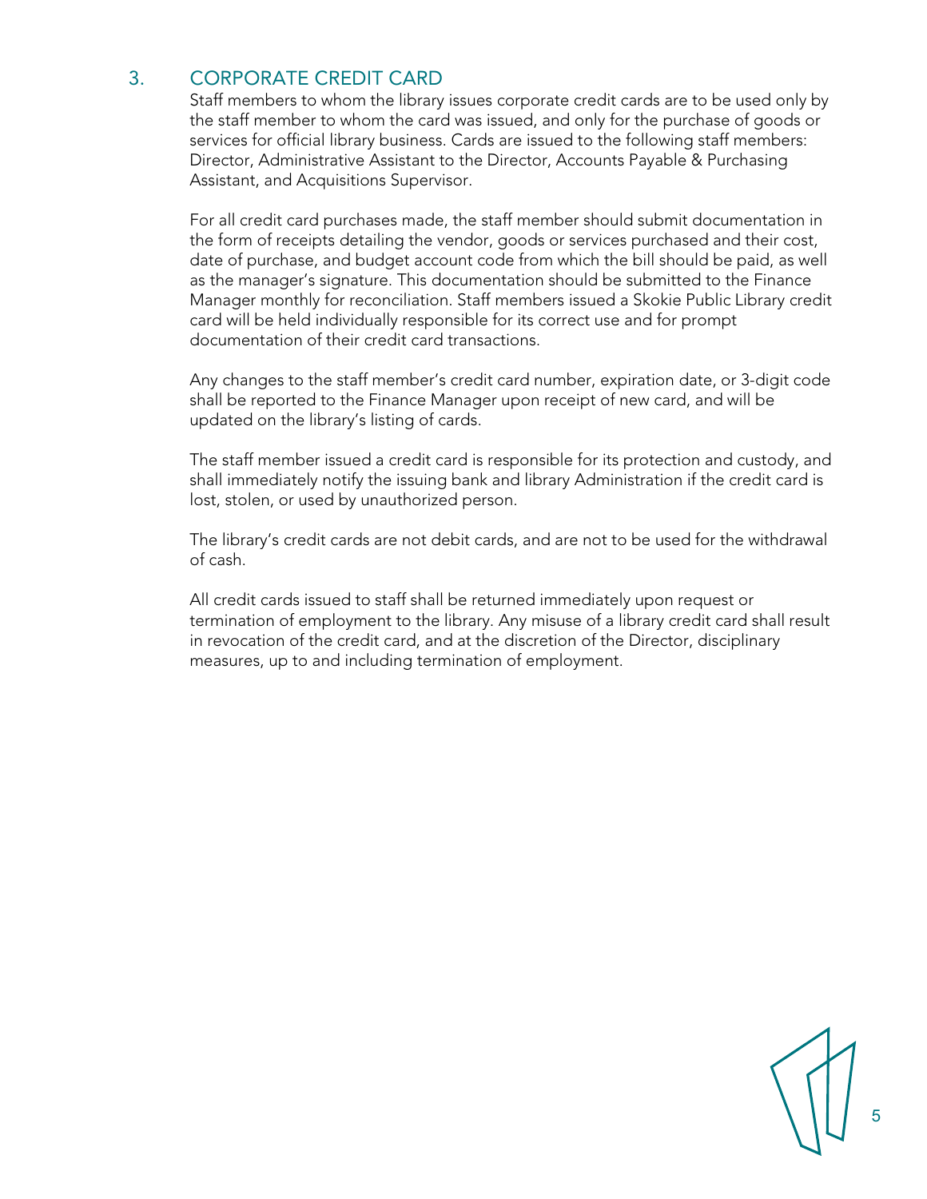## 3. CORPORATE CREDIT CARD

Staff members to whom the library issues corporate credit cards are to be used only by the staff member to whom the card was issued, and only for the purchase of goods or services for official library business. Cards are issued to the following staff members: Director, Administrative Assistant to the Director, Accounts Payable & Purchasing Assistant, and Acquisitions Supervisor.

For all credit card purchases made, the staff member should submit documentation in the form of receipts detailing the vendor, goods or services purchased and their cost, date of purchase, and budget account code from which the bill should be paid, as well as the manager's signature. This documentation should be submitted to the Finance Manager monthly for reconciliation. Staff members issued a Skokie Public Library credit card will be held individually responsible for its correct use and for prompt documentation of their credit card transactions.

Any changes to the staff member's credit card number, expiration date, or 3-digit code shall be reported to the Finance Manager upon receipt of new card, and will be updated on the library's listing of cards.

The staff member issued a credit card is responsible for its protection and custody, and shall immediately notify the issuing bank and library Administration if the credit card is lost, stolen, or used by unauthorized person.

The library's credit cards are not debit cards, and are not to be used for the withdrawal of cash.

All credit cards issued to staff shall be returned immediately upon request or termination of employment to the library. Any misuse of a library credit card shall result in revocation of the credit card, and at the discretion of the Director, disciplinary measures, up to and including termination of employment.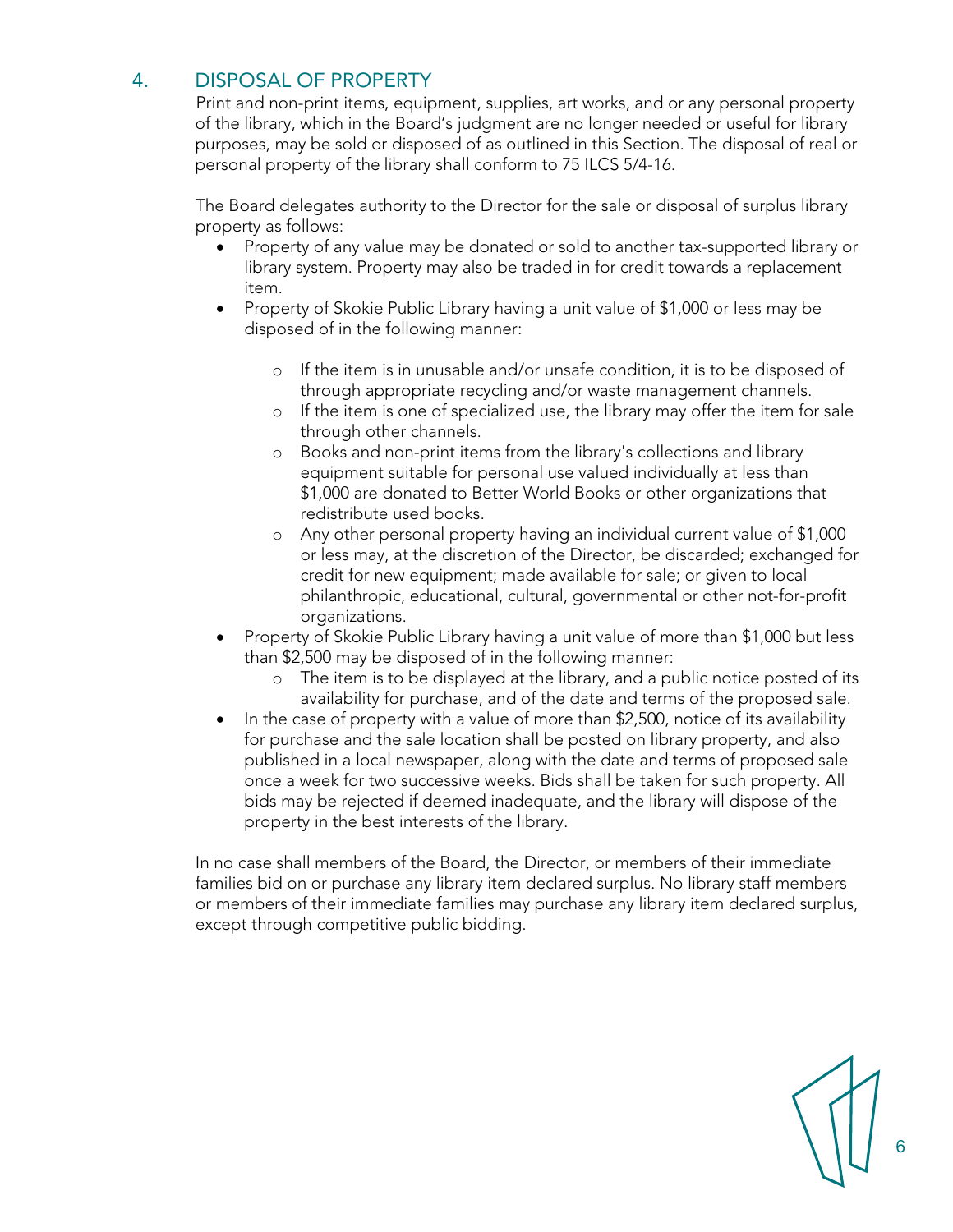## 4. DISPOSAL OF PROPERTY

Print and non-print items, equipment, supplies, art works, and or any personal property of the library, which in the Board's judgment are no longer needed or useful for library purposes, may be sold or disposed of as outlined in this Section. The disposal of real or personal property of the library shall conform to 75 ILCS 5/4-16.

The Board delegates authority to the Director for the sale or disposal of surplus library property as follows:

- Property of any value may be donated or sold to another tax-supported library or library system. Property may also be traded in for credit towards a replacement item.
- Property of Skokie Public Library having a unit value of $1,000 or less may be disposed of in the following manner:
  - If the item is in unusable and/or unsafe condition, it is to be disposed of through appropriate recycling and/or waste management channels.
  - If the item is one of specialized use, the library may offer the item for sale through other channels.
  - Books and non-print items from the library's collections and library equipment suitable for personal use valued individually at less than $1,000 are donated to Better World Books or other organizations that redistribute used books.
  - Any other personal property having an individual current value of $1,000 or less may, at the discretion of the Director, be discarded; exchanged for credit for new equipment; made available for sale; or given to local philanthropic, educational, cultural, governmental or other not-for-profit organizations.
- Property of Skokie Public Library having a unit value of more than $1,000 but less than $2,500 may be disposed of in the following manner:
  - The item is to be displayed at the library, and a public notice posted of its availability for purchase, and of the date and terms of the proposed sale.
- In the case of property with a value of more than $2,500, notice of its availability for purchase and the sale location shall be posted on library property, and also published in a local newspaper, along with the date and terms of proposed sale once a week for two successive weeks. Bids shall be taken for such property. All bids may be rejected if deemed inadequate, and the library will dispose of the property in the best interests of the library.

In no case shall members of the Board, the Director, or members of their immediate families bid on or purchase any library item declared surplus. No library staff members or members of their immediate families may purchase any library item declared surplus, except through competitive public bidding.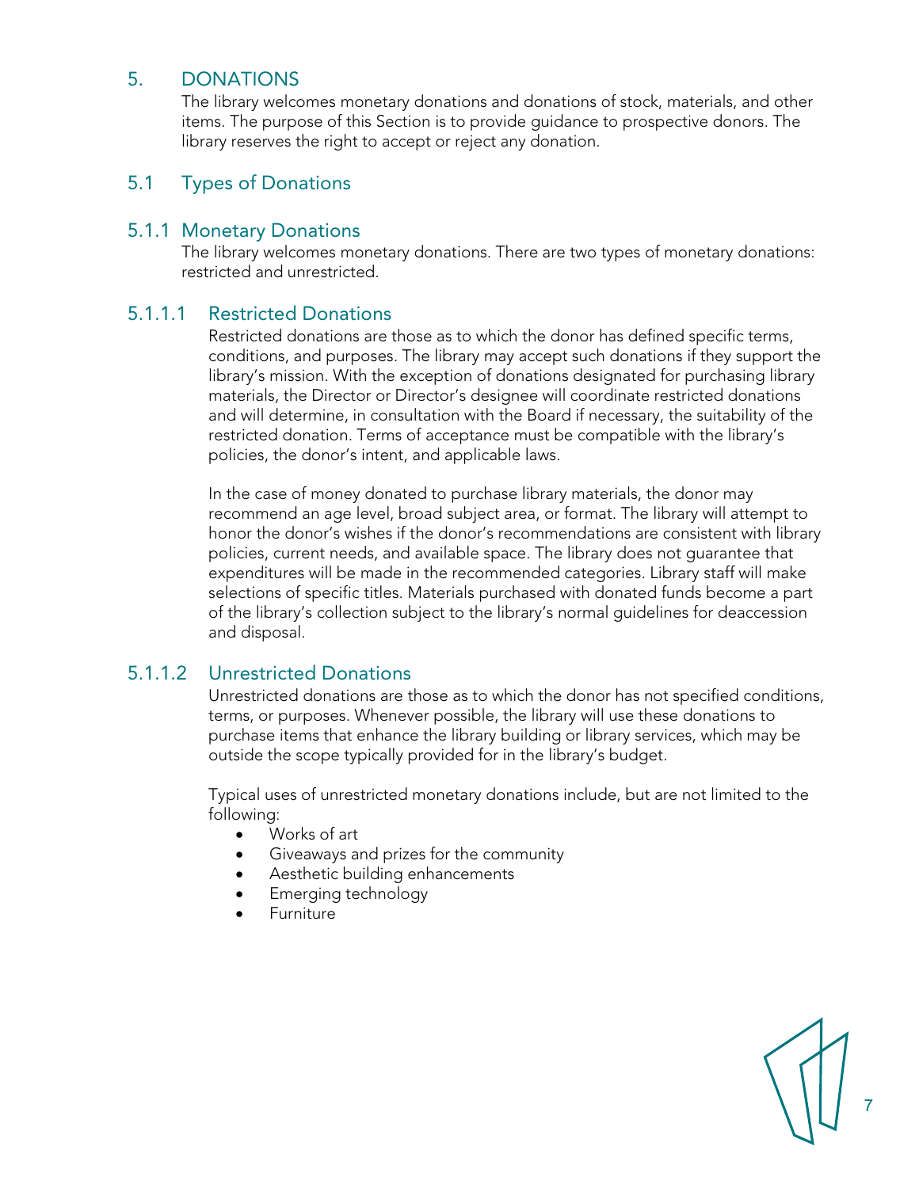# 5. DONATIONS

The library welcomes monetary donations and donations of stock, materials, and other items. The purpose of this Section is to provide guidance to prospective donors. The library reserves the right to accept or reject any donation.

## 5.1 Types of Donations

### 5.1.1 Monetary Donations

The library welcomes monetary donations. There are two types of monetary donations: restricted and unrestricted.

#### 5.1.1.1 Restricted Donations

Restricted donations are those as to which the donor has defined specific terms, conditions, and purposes. The library may accept such donations if they support the library's mission. With the exception of donations designated for purchasing library materials, the Director or Director's designee will coordinate restricted donations and will determine, in consultation with the Board if necessary, the suitability of the restricted donation. Terms of acceptance must be compatible with the library's policies, the donor's intent, and applicable laws.

In the case of money donated to purchase library materials, the donor may recommend an age level, broad subject area, or format. The library will attempt to honor the donor's wishes if the donor's recommendations are consistent with library policies, current needs, and available space. The library does not guarantee that expenditures will be made in the recommended categories. Library staff will make selections of specific titles. Materials purchased with donated funds become a part of the library's collection subject to the library's normal guidelines for deaccession and disposal.

#### 5.1.1.2 Unrestricted Donations

Unrestricted donations are those as to which the donor has not specified conditions, terms, or purposes. Whenever possible, the library will use these donations to purchase items that enhance the library building or library services, which may be outside the scope typically provided for in the library's budget.

Typical uses of unrestricted monetary donations include, but are not limited to the following:

- Works of art
- Giveaways and prizes for the community
- Aesthetic building enhancements
- Emerging technology
- Furniture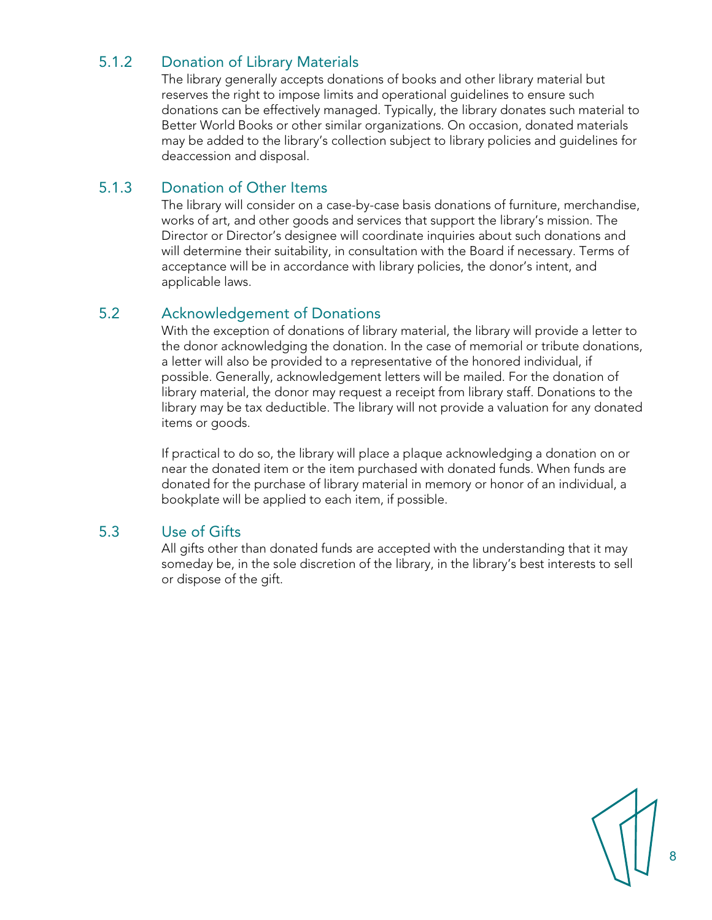### 5.1.2 Donation of Library Materials

The library generally accepts donations of books and other library material but reserves the right to impose limits and operational guidelines to ensure such donations can be effectively managed. Typically, the library donates such material to Better World Books or other similar organizations. On occasion, donated materials may be added to the library's collection subject to library policies and guidelines for deaccession and disposal.

### 5.1.3 Donation of Other Items

The library will consider on a case-by-case basis donations of furniture, merchandise, works of art, and other goods and services that support the library's mission. The Director or Director's designee will coordinate inquiries about such donations and will determine their suitability, in consultation with the Board if necessary. Terms of acceptance will be in accordance with library policies, the donor's intent, and applicable laws.

## 5.2 Acknowledgement of Donations

With the exception of donations of library material, the library will provide a letter to the donor acknowledging the donation. In the case of memorial or tribute donations, a letter will also be provided to a representative of the honored individual, if possible. Generally, acknowledgement letters will be mailed. For the donation of library material, the donor may request a receipt from library staff. Donations to the library may be tax deductible. The library will not provide a valuation for any donated items or goods.

If practical to do so, the library will place a plaque acknowledging a donation on or near the donated item or the item purchased with donated funds. When funds are donated for the purchase of library material in memory or honor of an individual, a bookplate will be applied to each item, if possible.

## 5.3 Use of Gifts

All gifts other than donated funds are accepted with the understanding that it may someday be, in the sole discretion of the library, in the library's best interests to sell or dispose of the gift.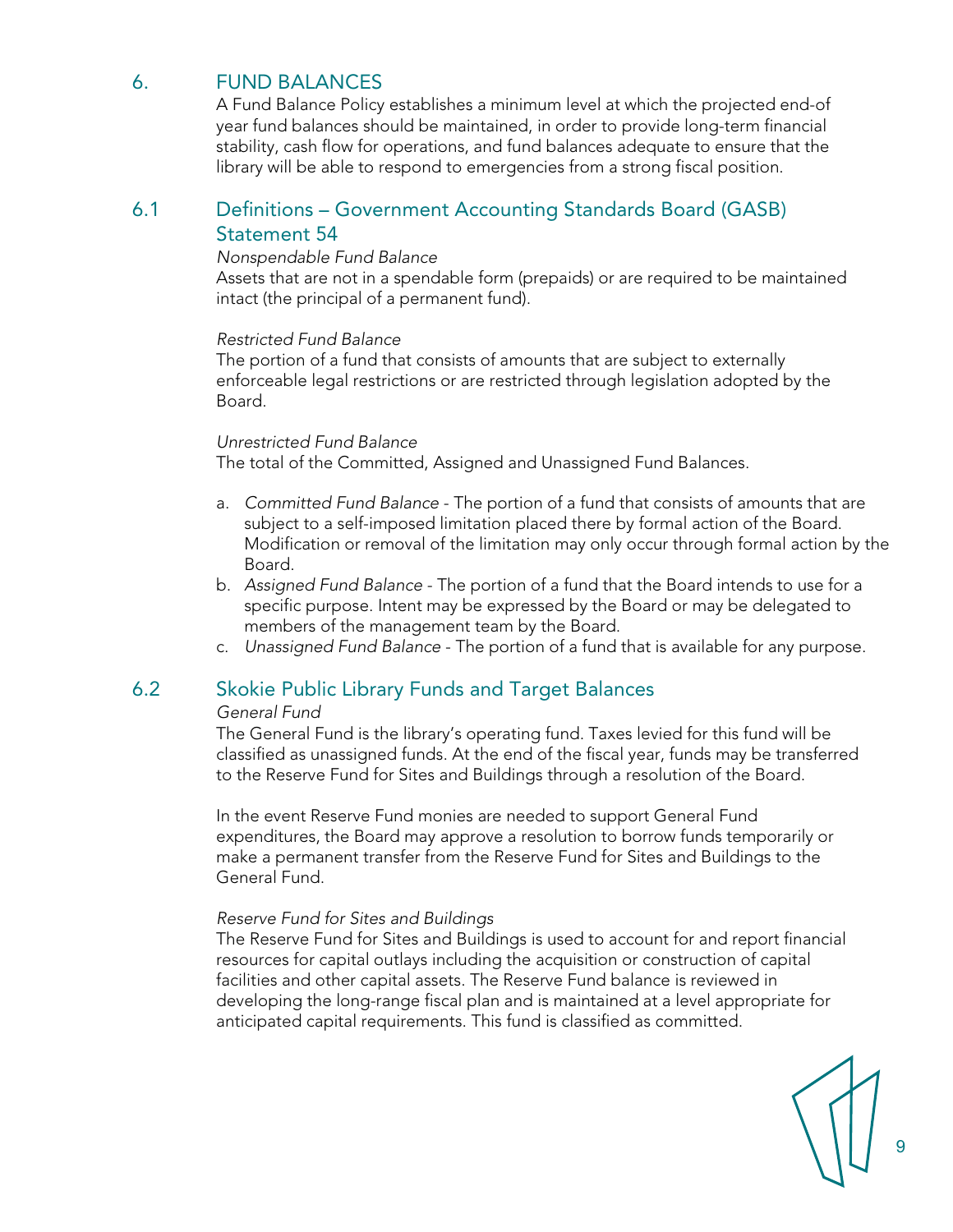## 6. FUND BALANCES

A Fund Balance Policy establishes a minimum level at which the projected end-of year fund balances should be maintained, in order to provide long-term financial stability, cash flow for operations, and fund balances adequate to ensure that the library will be able to respond to emergencies from a strong fiscal position.

### 6.1 Definitions – Government Accounting Standards Board (GASB) Statement 54

*Nonspendable Fund Balance*
Assets that are not in a spendable form (prepaids) or are required to be maintained intact (the principal of a permanent fund).

*Restricted Fund Balance*
The portion of a fund that consists of amounts that are subject to externally enforceable legal restrictions or are restricted through legislation adopted by the Board.

*Unrestricted Fund Balance*
The total of the Committed, Assigned and Unassigned Fund Balances.

a. *Committed Fund Balance* - The portion of a fund that consists of amounts that are subject to a self-imposed limitation placed there by formal action of the Board. Modification or removal of the limitation may only occur through formal action by the Board.
b. *Assigned Fund Balance* - The portion of a fund that the Board intends to use for a specific purpose. Intent may be expressed by the Board or may be delegated to members of the management team by the Board.
c. *Unassigned Fund Balance* - The portion of a fund that is available for any purpose.

### 6.2 Skokie Public Library Funds and Target Balances

*General Fund*
The General Fund is the library's operating fund. Taxes levied for this fund will be classified as unassigned funds. At the end of the fiscal year, funds may be transferred to the Reserve Fund for Sites and Buildings through a resolution of the Board.

In the event Reserve Fund monies are needed to support General Fund expenditures, the Board may approve a resolution to borrow funds temporarily or make a permanent transfer from the Reserve Fund for Sites and Buildings to the General Fund.

*Reserve Fund for Sites and Buildings*
The Reserve Fund for Sites and Buildings is used to account for and report financial resources for capital outlays including the acquisition or construction of capital facilities and other capital assets. The Reserve Fund balance is reviewed in developing the long-range fiscal plan and is maintained at a level appropriate for anticipated capital requirements. This fund is classified as committed.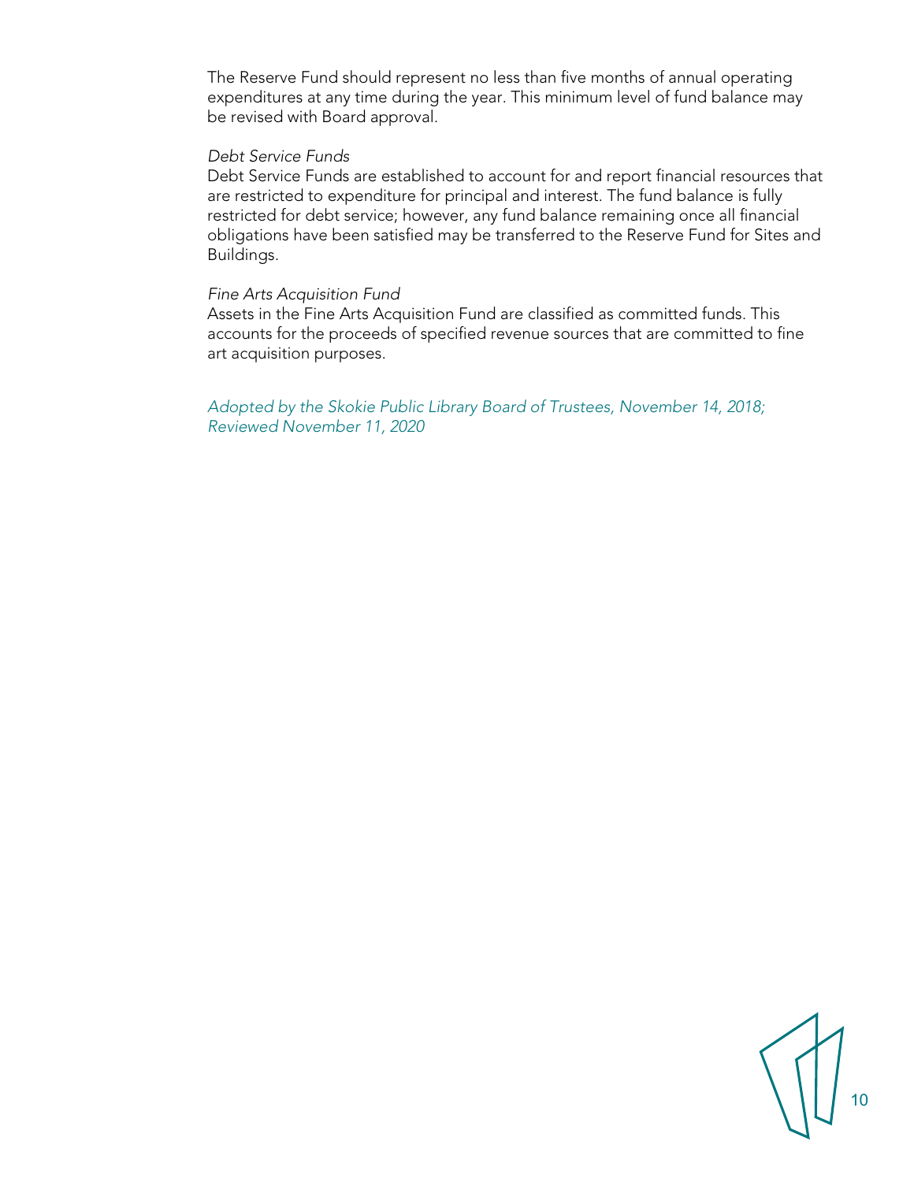The Reserve Fund should represent no less than five months of annual operating expenditures at any time during the year. This minimum level of fund balance may be revised with Board approval.

*Debt Service Funds*

Debt Service Funds are established to account for and report financial resources that are restricted to expenditure for principal and interest. The fund balance is fully restricted for debt service; however, any fund balance remaining once all financial obligations have been satisfied may be transferred to the Reserve Fund for Sites and Buildings.

*Fine Arts Acquisition Fund*

Assets in the Fine Arts Acquisition Fund are classified as committed funds. This accounts for the proceeds of specified revenue sources that are committed to fine art acquisition purposes.

*Adopted by the Skokie Public Library Board of Trustees, November 14, 2018; Reviewed November 11, 2020*